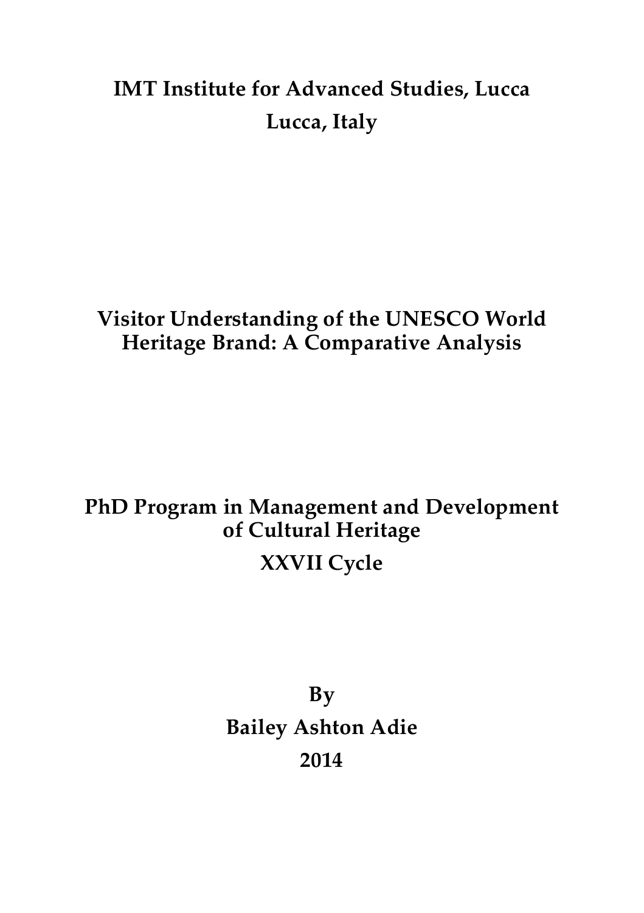**IMT Institute for Advanced Studies, Lucca**

**Lucca, Italy**

# Visitor Understanding of the UNESCO World Heritage Brand: A Comparative Analysis

**PhD Program in Management and Development of Cultural Heritage**

**XXVII Cycle**

**By**

**Bailey Ashton Adie**

**2014**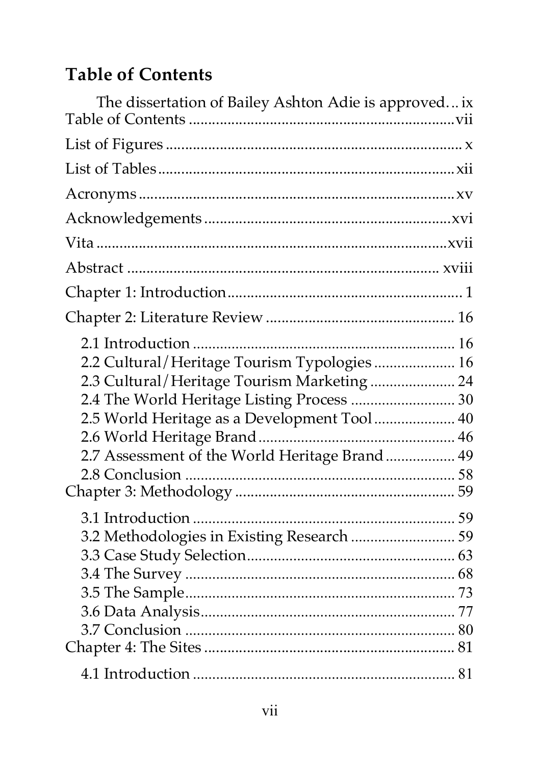## Table of Contents

The dissertation of Bailey Ashton Adie is approved... ix

Table of Contents ..................................................................... vii

List of Figures ........................................................................... x

List of Tables ............................................................................ xii

Acronyms .................................................................................. xv

Acknowledgements ................................................................... xvi

Vita ........................................................................................... xvii

Abstract .................................................................................... xviii

Chapter 1: Introduction ................................................................ 1

Chapter 2: Literature Review ...................................................... 16

- 2.1 Introduction ........................................................................ 16
- 2.2 Cultural/Heritage Tourism Typologies .................................. 16
- 2.3 Cultural/Heritage Tourism Marketing ................................... 24
- 2.4 The World Heritage Listing Process ..................................... 30
- 2.5 World Heritage as a Development Tool ................................. 40
- 2.6 World Heritage Brand ......................................................... 46
- 2.7 Assessment of the World Heritage Brand ............................. 49
- 2.8 Conclusion .......................................................................... 58

Chapter 3: Methodology ............................................................. 59

- 3.1 Introduction ........................................................................ 59
- 3.2 Methodologies in Existing Research ..................................... 59
- 3.3 Case Study Selection ........................................................... 63
- 3.4 The Survey .......................................................................... 68
- 3.5 The Sample ......................................................................... 73
- 3.6 Data Analysis ...................................................................... 77
- 3.7 Conclusion .......................................................................... 80

Chapter 4: The Sites ................................................................... 81

- 4.1 Introduction ........................................................................ 81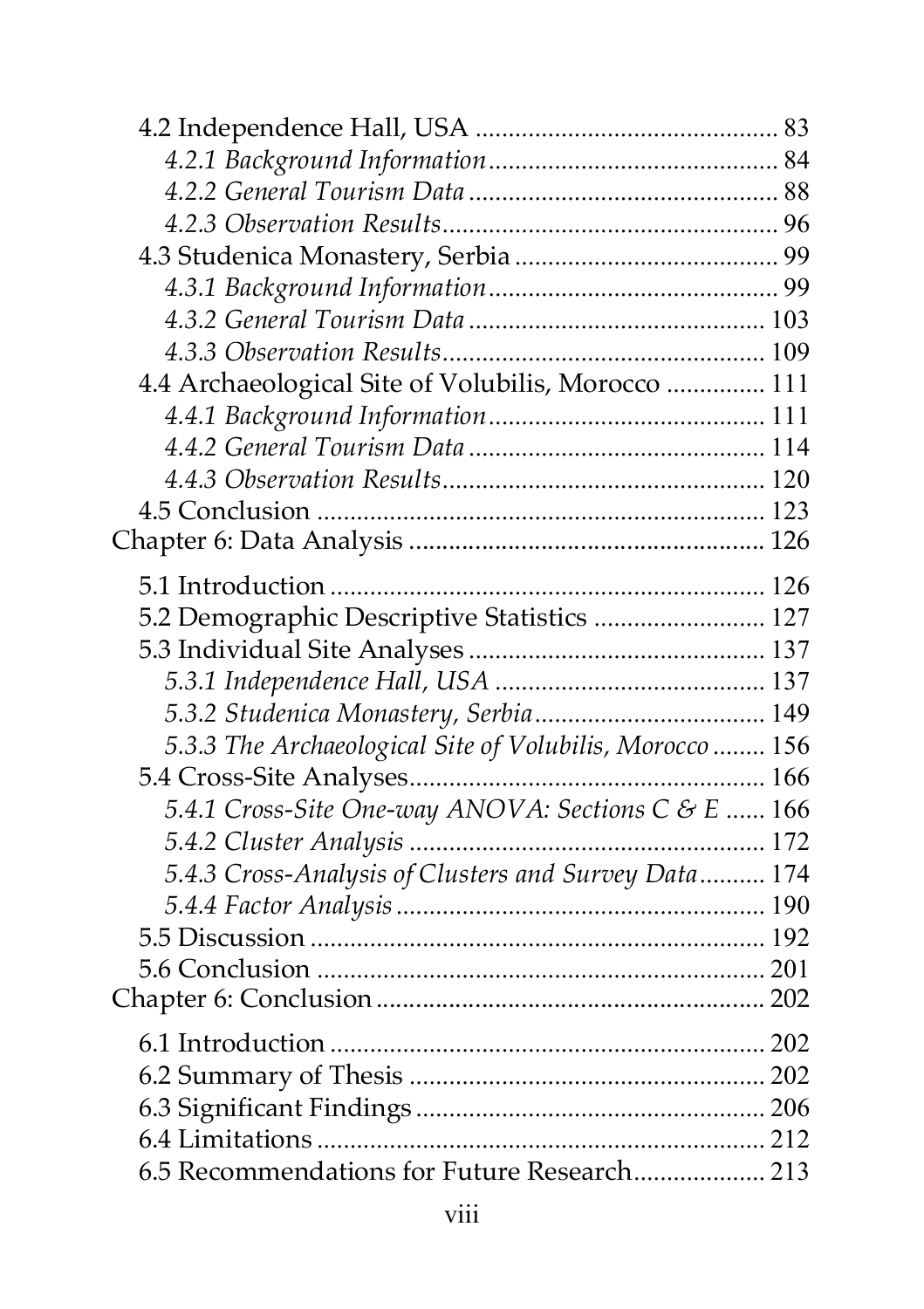4.2 Independence Hall, USA ............................................ 83

*4.2.1 Background Information* ........................................... 84

*4.2.2 General Tourism Data* ............................................... 88

*4.2.3 Observation Results* ................................................... 96

4.3 Studenica Monastery, Serbia ....................................... 99

*4.3.1 Background Information* ........................................... 99

*4.3.2 General Tourism Data* ............................................. 103

*4.3.3 Observation Results* ................................................. 109

4.4 Archaeological Site of Volubilis, Morocco .............. 111

*4.4.1 Background Information* ......................................... 111

*4.4.2 General Tourism Data* ............................................. 114

*4.4.3 Observation Results* ................................................. 120

4.5 Conclusion ................................................................... 123

Chapter 6: Data Analysis ..................................................... 126

5.1 Introduction ................................................................. 126

5.2 Demographic Descriptive Statistics ......................... 127

5.3 Individual Site Analyses ............................................ 137

*5.3.1 Independence Hall, USA* ........................................ 137

*5.3.2 Studenica Monastery, Serbia* .................................. 149

*5.3.3 The Archaeological Site of Volubilis, Morocco* ........ 156

5.4 Cross-Site Analyses ..................................................... 166

*5.4.1 Cross-Site One-way ANOVA: Sections C & E* ...... 166

*5.4.2 Cluster Analysis* ...................................................... 172

*5.4.3 Cross-Analysis of Clusters and Survey Data* .......... 174

*5.4.4 Factor Analysis* ........................................................ 190

5.5 Discussion .................................................................... 192

5.6 Conclusion ................................................................... 201

Chapter 6: Conclusion ........................................................... 202

6.1 Introduction ................................................................. 202

6.2 Summary of Thesis ..................................................... 202

6.3 Significant Findings .................................................... 206

6.4 Limitations ................................................................... 212

6.5 Recommendations for Future Research ................... 213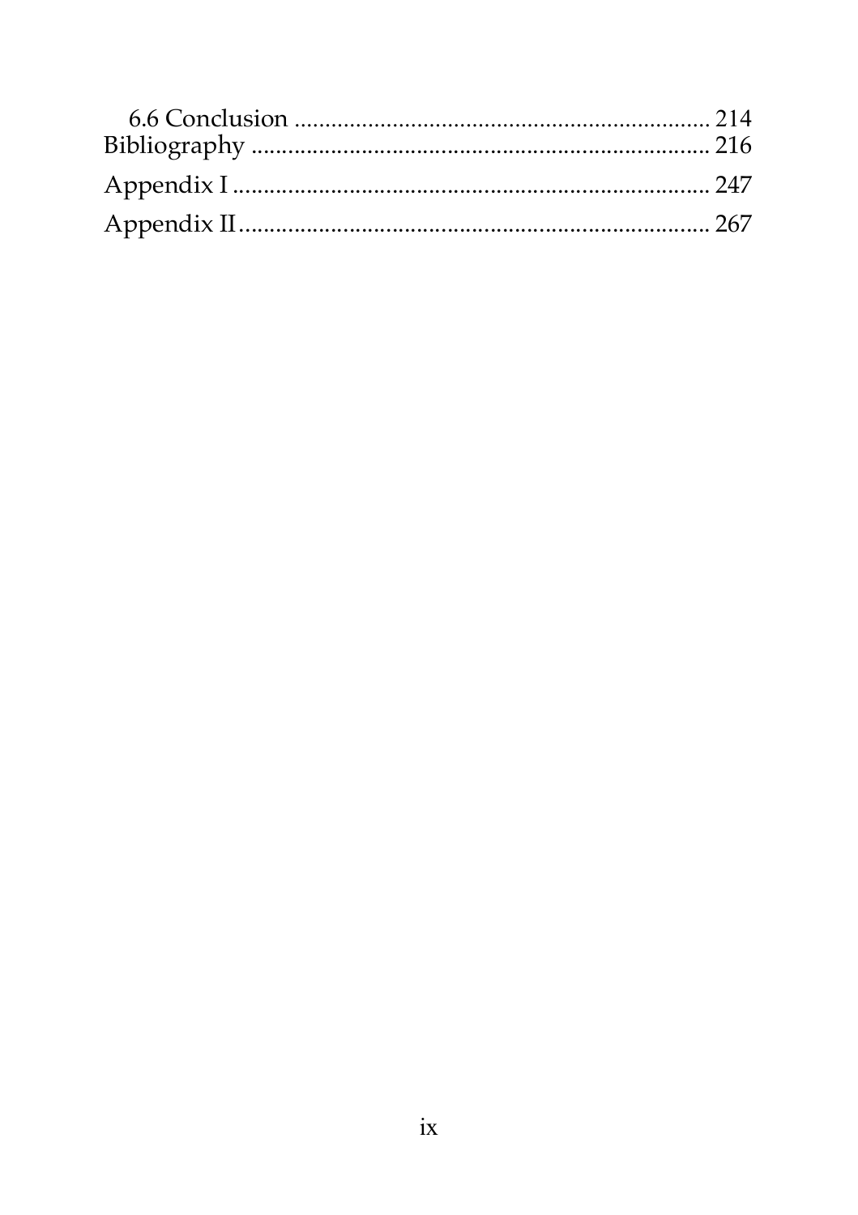6.6 Conclusion ........................................................ 214

Bibliography ............................................................ 216

Appendix I ............................................................... 247

Appendix II .............................................................. 267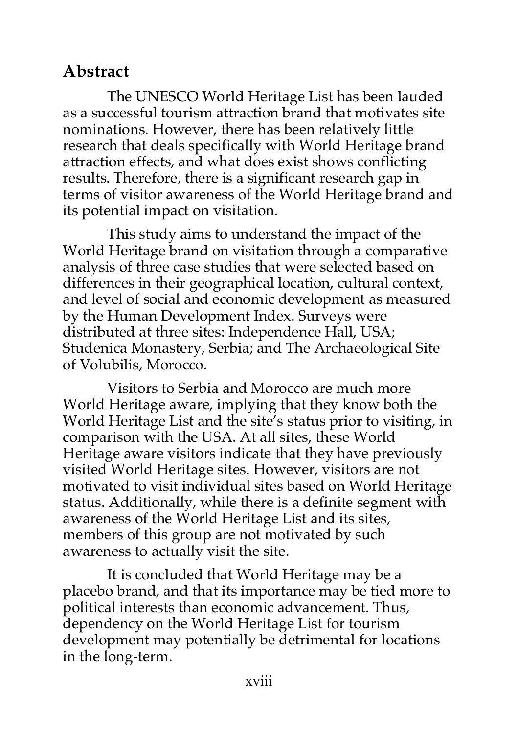## Abstract

The UNESCO World Heritage List has been lauded as a successful tourism attraction brand that motivates site nominations. However, there has been relatively little research that deals specifically with World Heritage brand attraction effects, and what does exist shows conflicting results. Therefore, there is a significant research gap in terms of visitor awareness of the World Heritage brand and its potential impact on visitation.

This study aims to understand the impact of the World Heritage brand on visitation through a comparative analysis of three case studies that were selected based on differences in their geographical location, cultural context, and level of social and economic development as measured by the Human Development Index. Surveys were distributed at three sites: Independence Hall, USA; Studenica Monastery, Serbia; and The Archaeological Site of Volubilis, Morocco.

Visitors to Serbia and Morocco are much more World Heritage aware, implying that they know both the World Heritage List and the site's status prior to visiting, in comparison with the USA. At all sites, these World Heritage aware visitors indicate that they have previously visited World Heritage sites. However, visitors are not motivated to visit individual sites based on World Heritage status. Additionally, while there is a definite segment with awareness of the World Heritage List and its sites, members of this group are not motivated by such awareness to actually visit the site.

It is concluded that World Heritage may be a placebo brand, and that its importance may be tied more to political interests than economic advancement. Thus, dependency on the World Heritage List for tourism development may potentially be detrimental for locations in the long-term.